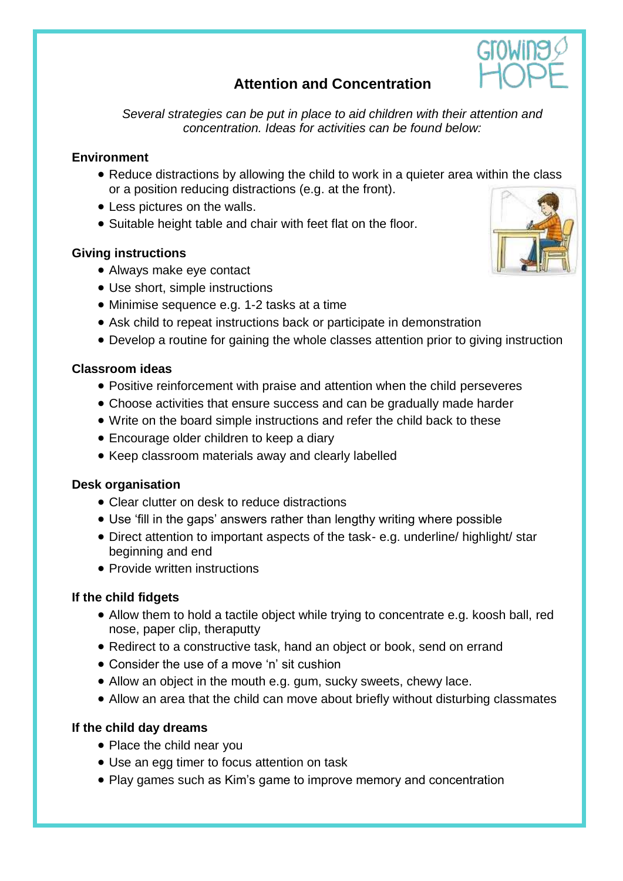# Attention and Concentration

*Several strategies can be put in place to aid children with their attention and concentration. Ideas for activities can be found below:*

**Environment**

- Reduce distractions by allowing the child to work in a quieter area within the class or a position reducing distractions (e.g. at the front).
- Less pictures on the walls.
- Suitable height table and chair with feet flat on the floor.

**Giving instructions**

- Always make eye contact
- Use short, simple instructions
- Minimise sequence e.g. 1-2 tasks at a time
- Ask child to repeat instructions back or participate in demonstration
- Develop a routine for gaining the whole classes attention prior to giving instruction

**Classroom ideas**

- Positive reinforcement with praise and attention when the child perseveres
- Choose activities that ensure success and can be gradually made harder
- Write on the board simple instructions and refer the child back to these
- Encourage older children to keep a diary
- Keep classroom materials away and clearly labelled

**Desk organisation**

- Clear clutter on desk to reduce distractions
- Use 'fill in the gaps' answers rather than lengthy writing where possible
- Direct attention to important aspects of the task- e.g. underline/ highlight/ star beginning and end
- Provide written instructions

**If the child fidgets**

- Allow them to hold a tactile object while trying to concentrate e.g. koosh ball, red nose, paper clip, theraputty
- Redirect to a constructive task, hand an object or book, send on errand
- Consider the use of a move 'n' sit cushion
- Allow an object in the mouth e.g. gum, sucky sweets, chewy lace.
- Allow an area that the child can move about briefly without disturbing classmates

**If the child day dreams**

- Place the child near you
- Use an egg timer to focus attention on task
- Play games such as Kim's game to improve memory and concentration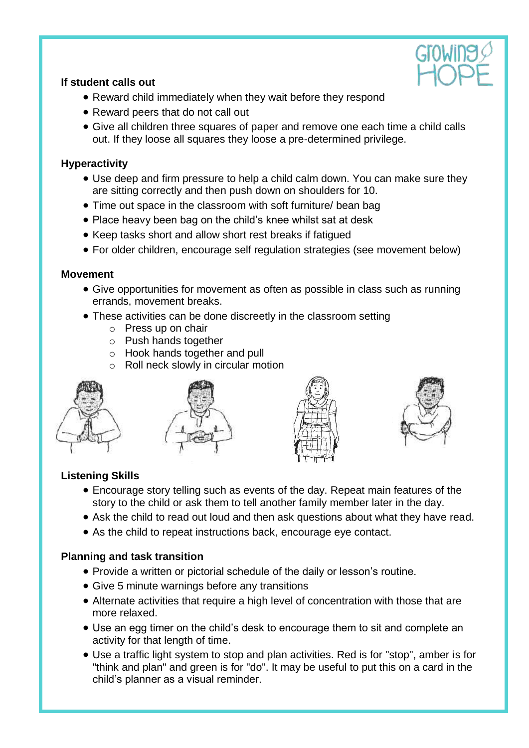### If student calls out

- Reward child immediately when they wait before they respond
- Reward peers that do not call out
- Give all children three squares of paper and remove one each time a child calls out. If they loose all squares they loose a pre-determined privilege.

### Hyperactivity

- Use deep and firm pressure to help a child calm down. You can make sure they are sitting correctly and then push down on shoulders for 10.
- Time out space in the classroom with soft furniture/ bean bag
- Place heavy been bag on the child's knee whilst sat at desk
- Keep tasks short and allow short rest breaks if fatigued
- For older children, encourage self regulation strategies (see movement below)

### Movement

- Give opportunities for movement as often as possible in class such as running errands, movement breaks.
- These activities can be done discreetly in the classroom setting
  - Press up on chair
  - Push hands together
  - Hook hands together and pull
  - Roll neck slowly in circular motion

### Listening Skills

- Encourage story telling such as events of the day. Repeat main features of the story to the child or ask them to tell another family member later in the day.
- Ask the child to read out loud and then ask questions about what they have read.
- As the child to repeat instructions back, encourage eye contact.

### Planning and task transition

- Provide a written or pictorial schedule of the daily or lesson's routine.
- Give 5 minute warnings before any transitions
- Alternate activities that require a high level of concentration with those that are more relaxed.
- Use an egg timer on the child's desk to encourage them to sit and complete an activity for that length of time.
- Use a traffic light system to stop and plan activities. Red is for "stop", amber is for "think and plan" and green is for "do". It may be useful to put this on a card in the child's planner as a visual reminder.